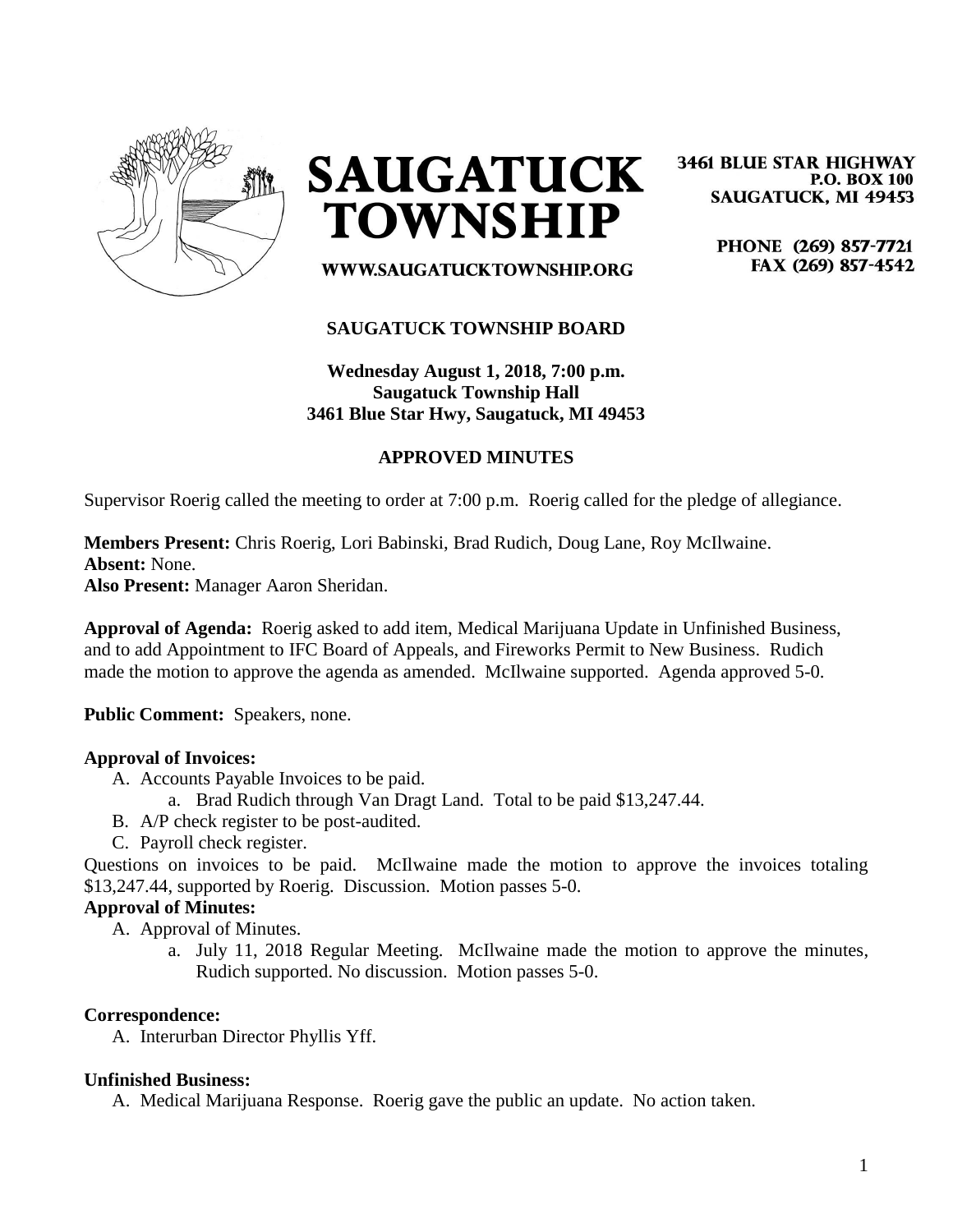# SAUGATUCK TOWNSHIP

WWW.SAUGATUCKTOWNSHIP.ORG

3461 BLUE STAR HIGHWAY
P.O. BOX 100
SAUGATUCK, MI 49453

PHONE (269) 857-7721
FAX (269) 857-4542

## SAUGATUCK TOWNSHIP BOARD

**Wednesday August 1, 2018, 7:00 p.m.**
**Saugatuck Township Hall**
**3461 Blue Star Hwy, Saugatuck, MI 49453**

### APPROVED MINUTES

Supervisor Roerig called the meeting to order at 7:00 p.m. Roerig called for the pledge of allegiance.

**Members Present:** Chris Roerig, Lori Babinski, Brad Rudich, Doug Lane, Roy McIlwaine.
**Absent:** None.
**Also Present:** Manager Aaron Sheridan.

**Approval of Agenda:** Roerig asked to add item, Medical Marijuana Update in Unfinished Business, and to add Appointment to IFC Board of Appeals, and Fireworks Permit to New Business. Rudich made the motion to approve the agenda as amended. McIlwaine supported. Agenda approved 5-0.

**Public Comment:** Speakers, none.

**Approval of Invoices:**

A. Accounts Payable Invoices to be paid.
   a. Brad Rudich through Van Dragt Land. Total to be paid $13,247.44.
B. A/P check register to be post-audited.
C. Payroll check register.

Questions on invoices to be paid. McIlwaine made the motion to approve the invoices totaling $13,247.44, supported by Roerig. Discussion. Motion passes 5-0.

**Approval of Minutes:**

A. Approval of Minutes.
   a. July 11, 2018 Regular Meeting. McIlwaine made the motion to approve the minutes, Rudich supported. No discussion. Motion passes 5-0.

**Correspondence:**

A. Interurban Director Phyllis Yff.

**Unfinished Business:**

A. Medical Marijuana Response. Roerig gave the public an update. No action taken.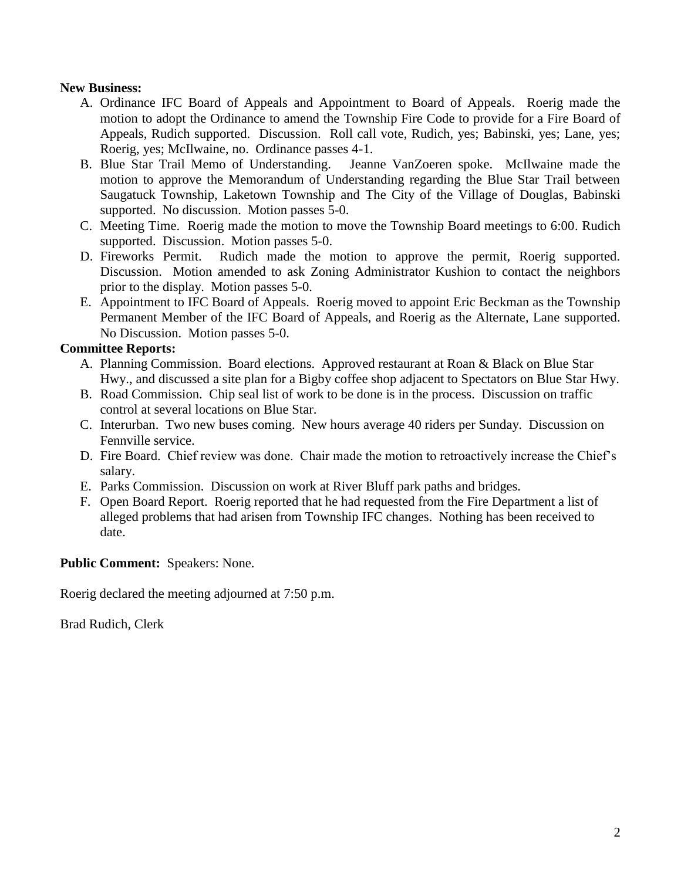**New Business:**

A. Ordinance IFC Board of Appeals and Appointment to Board of Appeals. Roerig made the motion to adopt the Ordinance to amend the Township Fire Code to provide for a Fire Board of Appeals, Rudich supported. Discussion. Roll call vote, Rudich, yes; Babinski, yes; Lane, yes; Roerig, yes; McIlwaine, no. Ordinance passes 4-1.
B. Blue Star Trail Memo of Understanding. Jeanne VanZoeren spoke. McIlwaine made the motion to approve the Memorandum of Understanding regarding the Blue Star Trail between Saugatuck Township, Laketown Township and The City of the Village of Douglas, Babinski supported. No discussion. Motion passes 5-0.
C. Meeting Time. Roerig made the motion to move the Township Board meetings to 6:00. Rudich supported. Discussion. Motion passes 5-0.
D. Fireworks Permit. Rudich made the motion to approve the permit, Roerig supported. Discussion. Motion amended to ask Zoning Administrator Kushion to contact the neighbors prior to the display. Motion passes 5-0.
E. Appointment to IFC Board of Appeals. Roerig moved to appoint Eric Beckman as the Township Permanent Member of the IFC Board of Appeals, and Roerig as the Alternate, Lane supported. No Discussion. Motion passes 5-0.

**Committee Reports:**

A. Planning Commission. Board elections. Approved restaurant at Roan & Black on Blue Star Hwy., and discussed a site plan for a Bigby coffee shop adjacent to Spectators on Blue Star Hwy.
B. Road Commission. Chip seal list of work to be done is in the process. Discussion on traffic control at several locations on Blue Star.
C. Interurban. Two new buses coming. New hours average 40 riders per Sunday. Discussion on Fennville service.
D. Fire Board. Chief review was done. Chair made the motion to retroactively increase the Chief's salary.
E. Parks Commission. Discussion on work at River Bluff park paths and bridges.
F. Open Board Report. Roerig reported that he had requested from the Fire Department a list of alleged problems that had arisen from Township IFC changes. Nothing has been received to date.

**Public Comment:** Speakers: None.

Roerig declared the meeting adjourned at 7:50 p.m.

Brad Rudich, Clerk